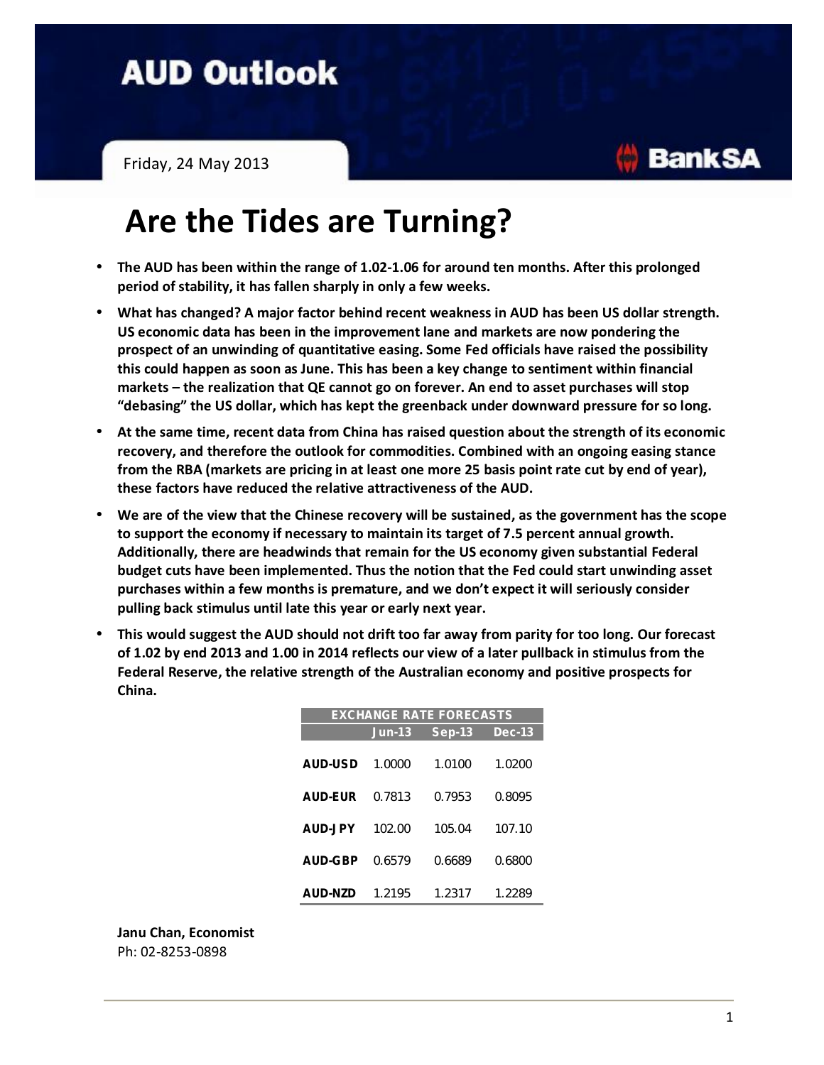# AUD Outlook

Friday, 24 May 2013

BankSA

# Are the Tides are Turning?

- **The AUD has been within the range of 1.02-1.06 for around ten months. After this prolonged period of stability, it has fallen sharply in only a few weeks.**
- **What has changed? A major factor behind recent weakness in AUD has been US dollar strength. US economic data has been in the improvement lane and markets are now pondering the prospect of an unwinding of quantitative easing. Some Fed officials have raised the possibility this could happen as soon as June. This has been a key change to sentiment within financial markets – the realization that QE cannot go on forever. An end to asset purchases will stop "debasing" the US dollar, which has kept the greenback under downward pressure for so long.**
- **At the same time, recent data from China has raised question about the strength of its economic recovery, and therefore the outlook for commodities. Combined with an ongoing easing stance from the RBA (markets are pricing in at least one more 25 basis point rate cut by end of year), these factors have reduced the relative attractiveness of the AUD.**
- **We are of the view that the Chinese recovery will be sustained, as the government has the scope to support the economy if necessary to maintain its target of 7.5 percent annual growth. Additionally, there are headwinds that remain for the US economy given substantial Federal budget cuts have been implemented. Thus the notion that the Fed could start unwinding asset purchases within a few months is premature, and we don't expect it will seriously consider pulling back stimulus until late this year or early next year.**
- **This would suggest the AUD should not drift too far away from parity for too long. Our forecast of 1.02 by end 2013 and 1.00 in 2014 reflects our view of a later pullback in stimulus from the Federal Reserve, the relative strength of the Australian economy and positive prospects for China.**

| EXCHANGE RATE FORECASTS | | | |
|---|---|---|---|
| | Jun-13 | Sep-13 | Dec-13 |
| AUD-USD | 1.0000 | 1.0100 | 1.0200 |
| AUD-EUR | 0.7813 | 0.7953 | 0.8095 |
| AUD-JPY | 102.00 | 105.04 | 107.10 |
| AUD-GBP | 0.6579 | 0.6689 | 0.6800 |
| AUD-NZD | 1.2195 | 1.2317 | 1.2289 |

**Janu Chan, Economist**
Ph: 02-8253-0898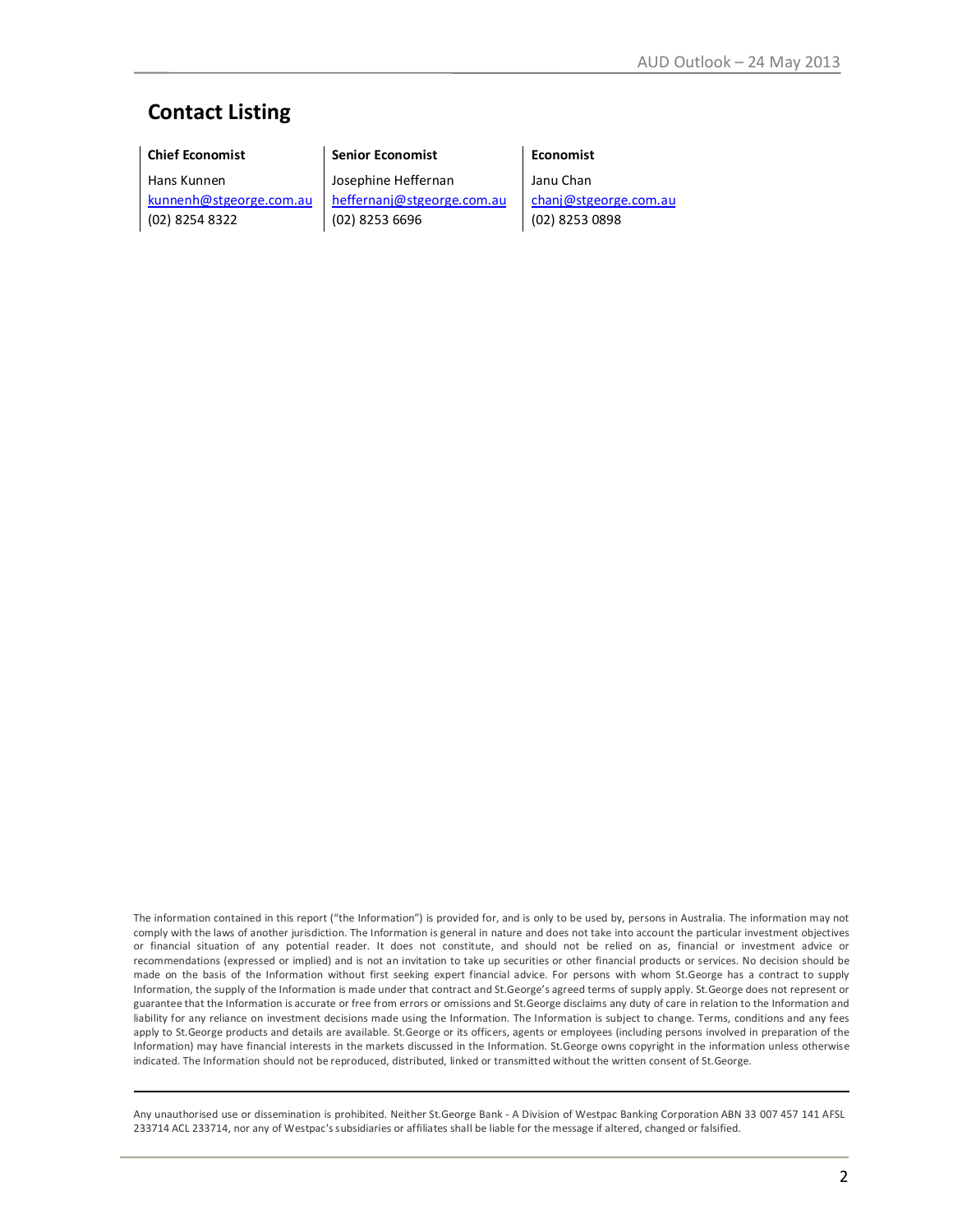## Contact Listing

| Chief Economist | Senior Economist | Economist |
|---|---|---|
| Hans Kunnen | Josephine Heffernan | Janu Chan |
| kunnenh@stgeorge.com.au | heffernanj@stgeorge.com.au | chanj@stgeorge.com.au |
| (02) 8254 8322 | (02) 8253 6696 | (02) 8253 0898 |

The information contained in this report ("the Information") is provided for, and is only to be used by, persons in Australia. The information may not comply with the laws of another jurisdiction. The Information is general in nature and does not take into account the particular investment objectives or financial situation of any potential reader. It does not constitute, and should not be relied on as, financial or investment advice or recommendations (expressed or implied) and is not an invitation to take up securities or other financial products or services. No decision should be made on the basis of the Information without first seeking expert financial advice. For persons with whom St.George has a contract to supply Information, the supply of the Information is made under that contract and St.George's agreed terms of supply apply. St.George does not represent or guarantee that the Information is accurate or free from errors or omissions and St.George disclaims any duty of care in relation to the Information and liability for any reliance on investment decisions made using the Information. The Information is subject to change. Terms, conditions and any fees apply to St.George products and details are available. St.George or its officers, agents or employees (including persons involved in preparation of the Information) may have financial interests in the markets discussed in the Information. St.George owns copyright in the information unless otherwise indicated. The Information should not be reproduced, distributed, linked or transmitted without the written consent of St.George.

---

Any unauthorised use or dissemination is prohibited. Neither St.George Bank - A Division of Westpac Banking Corporation ABN 33 007 457 141 AFSL 233714 ACL 233714, nor any of Westpac's subsidiaries or affiliates shall be liable for the message if altered, changed or falsified.